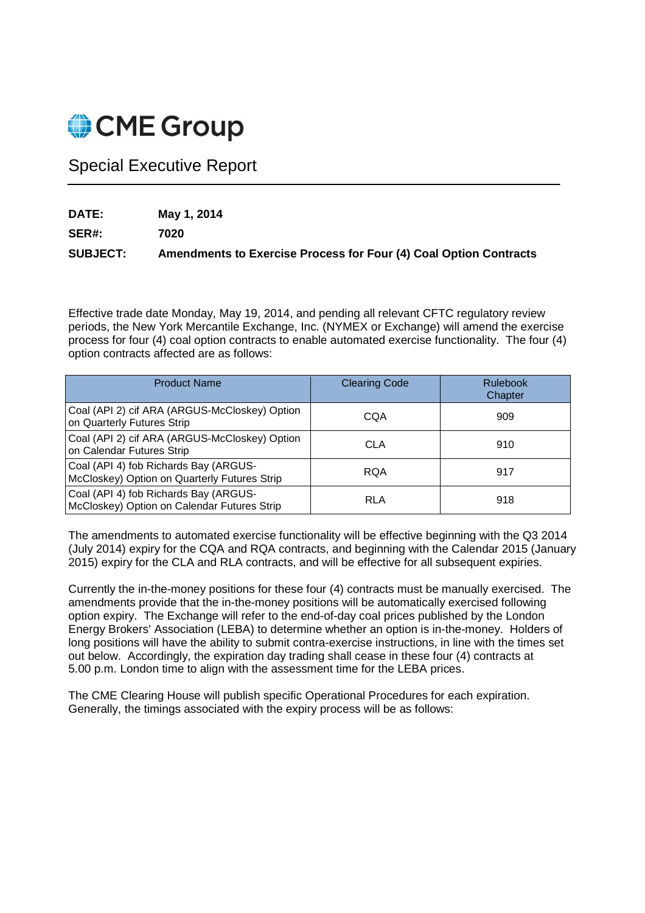# CME Group

## Special Executive Report

**DATE:** **May 1, 2014**

**SER#:** **7020**

**SUBJECT:** **Amendments to Exercise Process for Four (4) Coal Option Contracts**

Effective trade date Monday, May 19, 2014, and pending all relevant CFTC regulatory review periods, the New York Mercantile Exchange, Inc. (NYMEX or Exchange) will amend the exercise process for four (4) coal option contracts to enable automated exercise functionality. The four (4) option contracts affected are as follows:

| Product Name | Clearing Code | Rulebook Chapter |
|---|---|---|
| Coal (API 2) cif ARA (ARGUS-McCloskey) Option on Quarterly Futures Strip | CQA | 909 |
| Coal (API 2) cif ARA (ARGUS-McCloskey) Option on Calendar Futures Strip | CLA | 910 |
| Coal (API 4) fob Richards Bay (ARGUS-McCloskey) Option on Quarterly Futures Strip | RQA | 917 |
| Coal (API 4) fob Richards Bay (ARGUS-McCloskey) Option on Calendar Futures Strip | RLA | 918 |

The amendments to automated exercise functionality will be effective beginning with the Q3 2014 (July 2014) expiry for the CQA and RQA contracts, and beginning with the Calendar 2015 (January 2015) expiry for the CLA and RLA contracts, and will be effective for all subsequent expiries.

Currently the in-the-money positions for these four (4) contracts must be manually exercised. The amendments provide that the in-the-money positions will be automatically exercised following option expiry. The Exchange will refer to the end-of-day coal prices published by the London Energy Brokers' Association (LEBA) to determine whether an option is in-the-money. Holders of long positions will have the ability to submit contra-exercise instructions, in line with the times set out below. Accordingly, the expiration day trading shall cease in these four (4) contracts at 5.00 p.m. London time to align with the assessment time for the LEBA prices.

The CME Clearing House will publish specific Operational Procedures for each expiration. Generally, the timings associated with the expiry process will be as follows: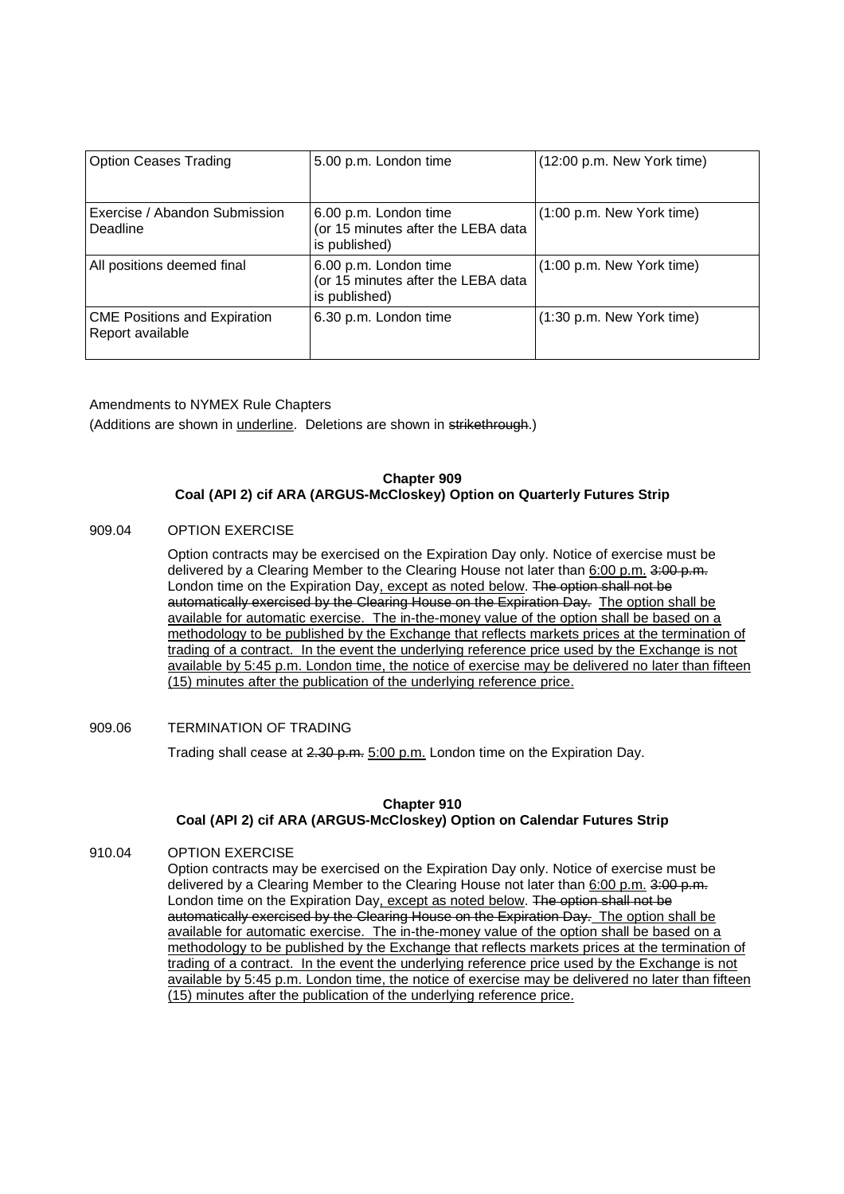| Option Ceases Trading | 5.00 p.m. London time | (12:00 p.m. New York time) |
|---|---|---|
| Exercise / Abandon Submission Deadline | 6.00 p.m. London time (or 15 minutes after the LEBA data is published) | (1:00 p.m. New York time) |
| All positions deemed final | 6.00 p.m. London time (or 15 minutes after the LEBA data is published) | (1:00 p.m. New York time) |
| CME Positions and Expiration Report available | 6.30 p.m. London time | (1:30 p.m. New York time) |

Amendments to NYMEX Rule Chapters

(Additions are shown in <u>underline</u>. Deletions are shown in ~~strikethrough~~.)

**Chapter 909**
**Coal (API 2) cif ARA (ARGUS-McCloskey) Option on Quarterly Futures Strip**

909.04 OPTION EXERCISE

Option contracts may be exercised on the Expiration Day only. Notice of exercise must be delivered by a Clearing Member to the Clearing House not later than <u>6:00 p.m.</u> ~~3:00 p.m.~~ London time on the Expiration Day<u>, except as noted below</u>. ~~The option shall not be automatically exercised by the Clearing House on the Expiration Day.~~ <u>The option shall be available for automatic exercise. The in-the-money value of the option shall be based on a methodology to be published by the Exchange that reflects markets prices at the termination of trading of a contract. In the event the underlying reference price used by the Exchange is not available by 5:45 p.m. London time, the notice of exercise may be delivered no later than fifteen (15) minutes after the publication of the underlying reference price.</u>

909.06 TERMINATION OF TRADING

Trading shall cease at ~~2.30 p.m.~~ <u>5:00 p.m.</u> London time on the Expiration Day.

**Chapter 910**
**Coal (API 2) cif ARA (ARGUS-McCloskey) Option on Calendar Futures Strip**

910.04 OPTION EXERCISE

Option contracts may be exercised on the Expiration Day only. Notice of exercise must be delivered by a Clearing Member to the Clearing House not later than <u>6:00 p.m.</u> ~~3:00 p.m.~~ London time on the Expiration Day<u>, except as noted below</u>. ~~The option shall not be automatically exercised by the Clearing House on the Expiration Day.~~ <u>The option shall be available for automatic exercise. The in-the-money value of the option shall be based on a methodology to be published by the Exchange that reflects markets prices at the termination of trading of a contract. In the event the underlying reference price used by the Exchange is not available by 5:45 p.m. London time, the notice of exercise may be delivered no later than fifteen (15) minutes after the publication of the underlying reference price.</u>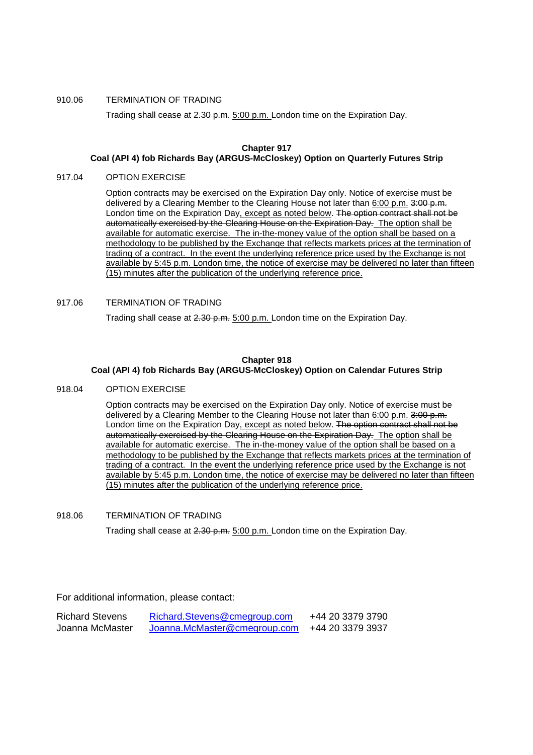910.06 TERMINATION OF TRADING

Trading shall cease at ~~2.30 p.m.~~ 5:00 p.m. London time on the Expiration Day.

**Chapter 917**
**Coal (API 4) fob Richards Bay (ARGUS-McCloskey) Option on Quarterly Futures Strip**

917.04 OPTION EXERCISE

Option contracts may be exercised on the Expiration Day only. Notice of exercise must be delivered by a Clearing Member to the Clearing House not later than 6:00 p.m. ~~3:00 p.m.~~ London time on the Expiration Day, except as noted below. ~~The option contract shall not be automatically exercised by the Clearing House on the Expiration Day.~~ The option shall be available for automatic exercise. The in-the-money value of the option shall be based on a methodology to be published by the Exchange that reflects markets prices at the termination of trading of a contract. In the event the underlying reference price used by the Exchange is not available by 5:45 p.m. London time, the notice of exercise may be delivered no later than fifteen (15) minutes after the publication of the underlying reference price.

917.06 TERMINATION OF TRADING

Trading shall cease at ~~2.30 p.m.~~ 5:00 p.m. London time on the Expiration Day.

**Chapter 918**
**Coal (API 4) fob Richards Bay (ARGUS-McCloskey) Option on Calendar Futures Strip**

918.04 OPTION EXERCISE

Option contracts may be exercised on the Expiration Day only. Notice of exercise must be delivered by a Clearing Member to the Clearing House not later than 6:00 p.m. ~~3:00 p.m.~~ London time on the Expiration Day, except as noted below. ~~The option contract shall not be automatically exercised by the Clearing House on the Expiration Day.~~ The option shall be available for automatic exercise. The in-the-money value of the option shall be based on a methodology to be published by the Exchange that reflects markets prices at the termination of trading of a contract. In the event the underlying reference price used by the Exchange is not available by 5:45 p.m. London time, the notice of exercise may be delivered no later than fifteen (15) minutes after the publication of the underlying reference price.

918.06 TERMINATION OF TRADING

Trading shall cease at ~~2.30 p.m.~~ 5:00 p.m. London time on the Expiration Day.

For additional information, please contact:

| | | |
|---|---|---|
| Richard Stevens | Richard.Stevens@cmegroup.com | +44 20 3379 3790 |
| Joanna McMaster | Joanna.McMaster@cmegroup.com | +44 20 3379 3937 |